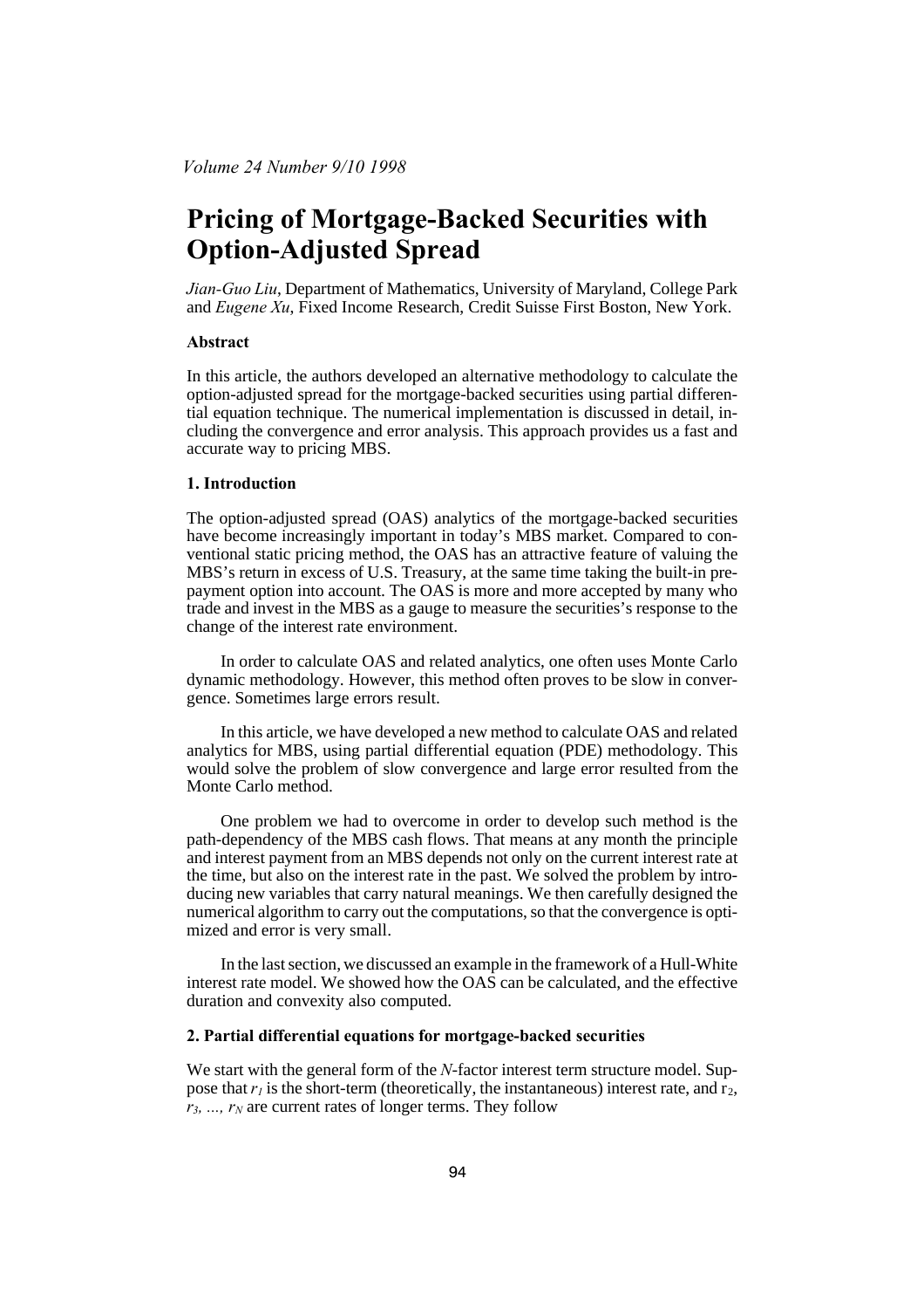# Pricing of Mortgage-Backed Securities with Option-Adjusted Spread

*Jian-Guo Liu*, Department of Mathematics, University of Maryland, College Park and *Eugene Xu*, Fixed Income Research, Credit Suisse First Boston, New York.

### Abstract

In this article, the authors developed an alternative methodology to calculate the option-adjusted spread for the mortgage-backed securities using partial differential equation technique. The numerical implementation is discussed in detail, including the convergence and error analysis. This approach provides us a fast and accurate way to pricing MBS.

### 1. Introduction

The option-adjusted spread (OAS) analytics of the mortgage-backed securities have become increasingly important in today's MBS market. Compared to conventional static pricing method, the OAS has an attractive feature of valuing the MBS's return in excess of U.S. Treasury, at the same time taking the built-in prepayment option into account. The OAS is more and more accepted by many who trade and invest in the MBS as a gauge to measure the securities's response to the change of the interest rate environment.

In order to calculate OAS and related analytics, one often uses Monte Carlo dynamic methodology. However, this method often proves to be slow in convergence. Sometimes large errors result.

In this article, we have developed a new method to calculate OAS and related analytics for MBS, using partial differential equation (PDE) methodology. This would solve the problem of slow convergence and large error resulted from the Monte Carlo method.

One problem we had to overcome in order to develop such method is the path-dependency of the MBS cash flows. That means at any month the principle and interest payment from an MBS depends not only on the current interest rate at the time, but also on the interest rate in the past. We solved the problem by introducing new variables that carry natural meanings. We then carefully designed the numerical algorithm to carry out the computations, so that the convergence is optimized and error is very small.

In the last section, we discussed an example in the framework of a Hull-White interest rate model. We showed how the OAS can be calculated, and the effective duration and convexity also computed.

### 2. Partial differential equations for mortgage-backed securities

We start with the general form of the *N*-factor interest term structure model. Suppose that $r_1$ is the short-term (theoretically, the instantaneous) interest rate, and $r_2$, $r_3$, ..., $r_N$ are current rates of longer terms. They follow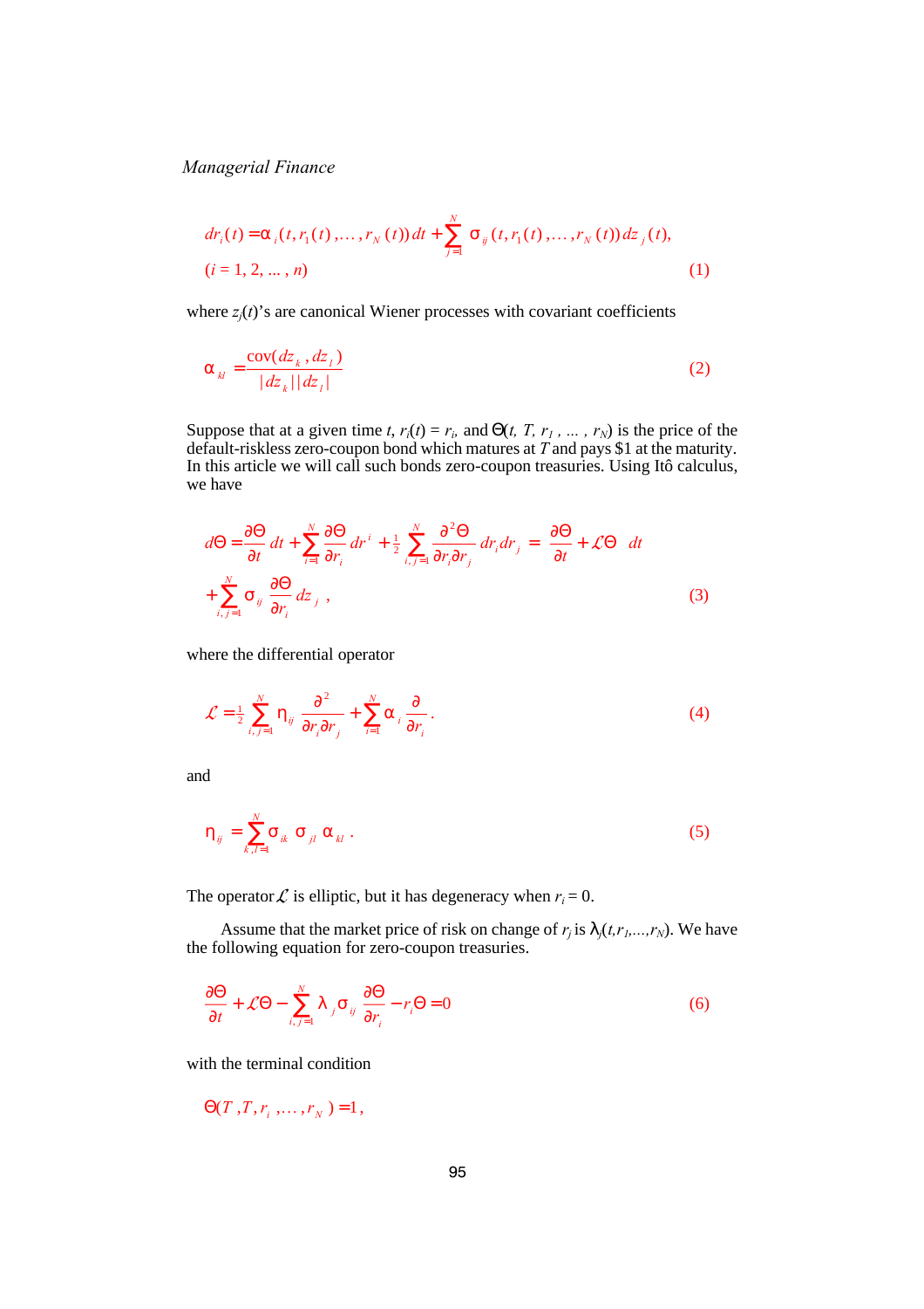$$dr_i(t) = \alpha_i(t, r_1(t), \ldots, r_N(t))\,dt + \sum_{j=1}^{N} \sigma_{ij}(t, r_1(t), \ldots, r_N(t))\,dz_j(t),$$
$$(i = 1, 2, \ldots, n) \tag{1}$$

where $z_j(t)$'s are canonical Wiener processes with covariant coefficients

$$\alpha_{kl} = \frac{\operatorname{cov}(dz_k, dz_l)}{|dz_k||dz_l|} \tag{2}$$

Suppose that at a given time $t$, $r_i(t) = r_i$, and $\Theta(t, T, r_1, \ldots, r_N)$ is the price of the default-riskless zero-coupon bond which matures at $T$ and pays \$1 at the maturity. In this article we will call such bonds zero-coupon treasuries. Using Itô calculus, we have

$$d\Theta = \frac{\partial \Theta}{\partial t}dt + \sum_{i=1}^{N} \frac{\partial \Theta}{\partial r_i} dr^i + \frac{1}{2}\sum_{i,j=1}^{N} \frac{\partial^2 \Theta}{\partial r_i \partial r_j} dr_i dr_j = \left(\frac{\partial \Theta}{\partial t} + \mathcal{L}\Theta\right) dt$$
$$+ \sum_{i,j=1}^{N} \sigma_{ij} \frac{\partial \Theta}{\partial r_i} dz_j\,, \tag{3}$$

where the differential operator

$$\mathcal{L} = \frac{1}{2}\sum_{i,j=1}^{N} \eta_{ij} \frac{\partial^2}{\partial r_i \partial r_j} + \sum_{i=1}^{N} \alpha_i \frac{\partial}{\partial r_i}\,. \tag{4}$$

and

$$\eta_{ij} = \sum_{k,l=1}^{N} \sigma_{ik}\,\sigma_{jl}\,\alpha_{kl}\,. \tag{5}$$

The operator $\mathcal{L}$ is elliptic, but it has degeneracy when $r_i = 0$.

Assume that the market price of risk on change of $r_j$ is $\lambda_j(t, r_1, \ldots, r_N)$. We have the following equation for zero-coupon treasuries.

$$\frac{\partial \Theta}{\partial t} + \mathcal{L}\Theta - \sum_{i,j=1}^{N} \lambda_j \sigma_{ij} \frac{\partial \Theta}{\partial r_i} - r_i \Theta = 0 \tag{6}$$

with the terminal condition

$$\Theta(T, T, r_i, \ldots, r_N) = 1,$$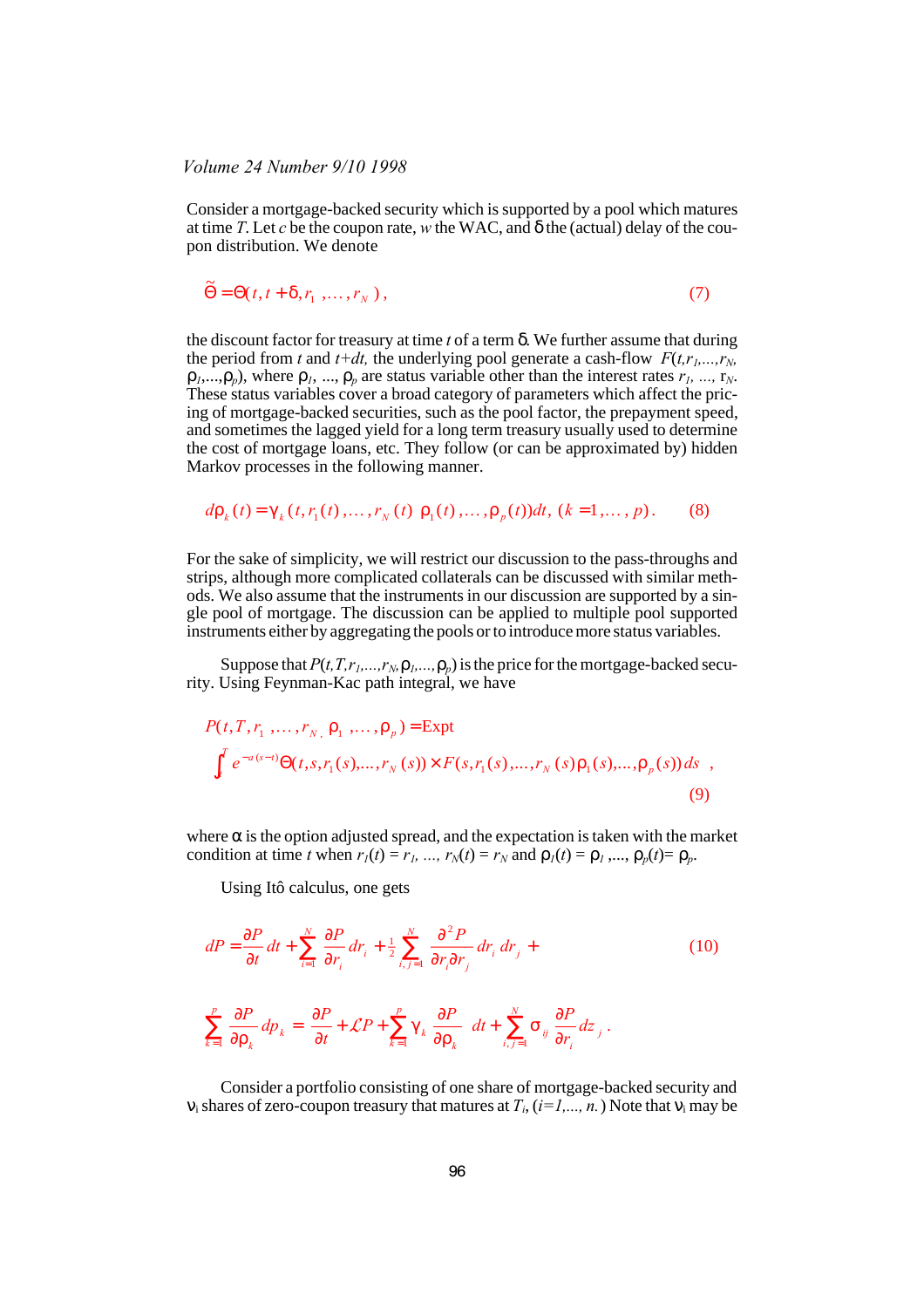Consider a mortgage-backed security which is supported by a pool which matures at time $T$. Let $c$ be the coupon rate, $w$ the WAC, and $\delta$ the (actual) delay of the coupon distribution. We denote

$$\tilde{\Theta} = \Theta(t, t+\delta, r_1, \ldots, r_N), \tag{7}$$

the discount factor for treasury at time $t$ of a term $\delta$. We further assume that during the period from $t$ and $t+dt$, the underlying pool generate a cash-flow $F(t, r_1, \ldots, r_N, \rho_1, \ldots, \rho_p)$, where $\rho_1, \ldots, \rho_p$ are status variable other than the interest rates $r_1, \ldots, r_N$. These status variables cover a broad category of parameters which affect the pricing of mortgage-backed securities, such as the pool factor, the prepayment speed, and sometimes the lagged yield for a long term treasury usually used to determine the cost of mortgage loans, etc. They follow (or can be approximated by) hidden Markov processes in the following manner.

$$d\rho_k(t) = \gamma_k(t, r_1(t), \ldots, r_N(t)\ \rho_1(t), \ldots, \rho_p(t))dt, \ (k = 1, \ldots, p). \tag{8}$$

For the sake of simplicity, we will restrict our discussion to the pass-throughs and strips, although more complicated collaterals can be discussed with similar methods. We also assume that the instruments in our discussion are supported by a single pool of mortgage. The discussion can be applied to multiple pool supported instruments either by aggregating the pools or to introduce more status variables.

Suppose that $P(t, T, r_1, \ldots, r_N, \rho_1, \ldots, \rho_p)$ is the price for the mortgage-backed security. Using Feynman-Kac path integral, we have

$$P(t, T, r_1, \ldots, r_N, \rho_1, \ldots, \rho_p) = \text{Expt} \int_t^T e^{-\alpha(s-t)} \Theta(t, s, r_1(s), \ldots, r_N(s)) \times F(s, r_1(s), \ldots, r_N(s)\, \rho_1(s), \ldots, \rho_p(s))\, ds \ , \tag{9}$$

where $\alpha$ is the option adjusted spread, and the expectation is taken with the market condition at time $t$ when $r_1(t) = r_1, \ldots, r_N(t) = r_N$ and $\rho_1(t) = \rho_1, \ldots, \rho_p(t) = \rho_p$.

Using Itô calculus, one gets

$$dP = \frac{\partial P}{\partial t} dt + \sum_{i=1}^{N} \frac{\partial P}{\partial r_i} dr_i + \tfrac{1}{2} \sum_{i,j=1}^{N} \frac{\partial^2 P}{\partial r_i \partial r_j} dr_i\, dr_j + \tag{10}$$

$$\sum_{k=1}^{p} \frac{\partial P}{\partial \rho_k} d\rho_k = \frac{\partial P}{\partial t} + \mathcal{L}P + \sum_{k=1}^{p} \gamma_k \frac{\partial P}{\partial \rho_k}\ dt + \sum_{i,j=1}^{N} \sigma_{ij} \frac{\partial P}{\partial r_i} dz_j \ .$$

Consider a portfolio consisting of one share of mortgage-backed security and $\nu_i$ shares of zero-coupon treasury that matures at $T_i$, $(i=1, \ldots, n.)$ Note that $\nu_i$ may be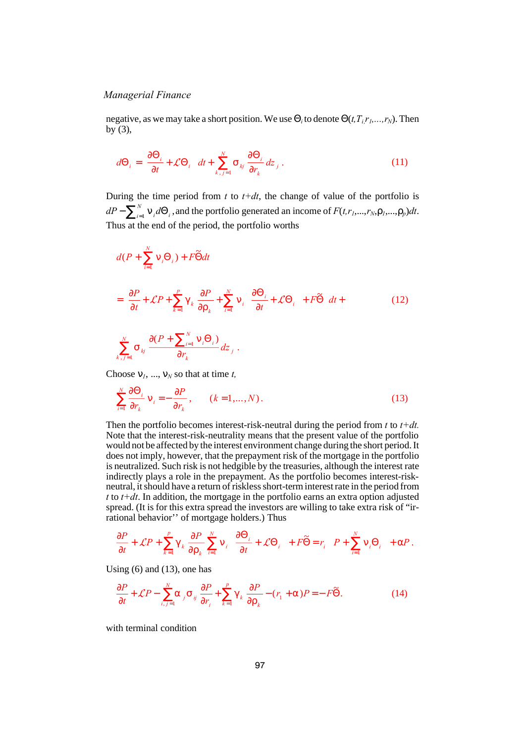negative, as we may take a short position. We use $\Theta_i$ to denote $\Theta(t,T_i,r_1,...,r_N)$. Then by (3),

$$d\Theta_i = \left(\frac{\partial \Theta_i}{\partial t} + \mathcal{L}\Theta_i\right)dt + \sum_{k,j=1}^{N} \sigma_{kj} \frac{\partial \Theta_i}{\partial r_k} dz_j \,. \tag{11}$$

During the time period from $t$ to $t+dt$, the change of value of the portfolio is $dP - \sum_{i=1}^{N} \nu_i d\Theta_i$, and the portfolio generated an income of $F(t,r_1,...,r_N,\rho_1,...,\rho_p)dt$. Thus at the end of the period, the portfolio worths

$$d(P + \sum_{i=1}^{N} \nu_i \Theta_i) + F\tilde{\Theta}dt$$

$$= \left(\frac{\partial P}{\partial t} + \mathcal{L}P + \sum_{k=1}^{p} \gamma_k \frac{\partial P}{\partial \rho_k} + \sum_{i=1}^{N} \nu_i \left(\frac{\partial \Theta_i}{\partial t} + \mathcal{L}\Theta_i\right) + F\tilde{\Theta}\right) dt + \tag{12}$$

$$\sum_{k,j=1}^{N} \sigma_{kj} \frac{\partial (P + \sum_{i=1}^{N} \nu_i \Theta_i)}{\partial r_k} dz_j \,.$$

Choose $\nu_1$, ..., $\nu_N$ so that at time $t$,

$$\sum_{i=1}^{N} \frac{\partial \Theta_i}{\partial r_k} \nu_i = -\frac{\partial P}{\partial r_k}, \qquad (k = 1,...,N). \tag{13}$$

Then the portfolio becomes interest-risk-neutral during the period from $t$ to $t+dt$. Note that the interest-risk-neutrality means that the present value of the portfolio would not be affected by the interest environment change during the short period. It does not imply, however, that the prepayment risk of the mortgage in the portfolio is neutralized. Such risk is not hedgible by the treasuries, although the interest rate indirectly plays a role in the prepayment. As the portfolio becomes interest-risk-neutral, it should have a return of riskless short-term interest rate in the period from $t$ to $t+dt$. In addition, the mortgage in the portfolio earns an extra option adjusted spread. (It is for this extra spread the investors are willing to take extra risk of "irrational behavior'' of mortgage holders.) Thus

$$\frac{\partial P}{\partial t} + \mathcal{L}P + \sum_{k=1}^{p} \gamma_k \frac{\partial P}{\partial \rho_k} \sum_{i=1}^{N} \nu_i \left(\frac{\partial \Theta_i}{\partial t} + \mathcal{L}\Theta_i\right) + F\tilde{\Theta} = r_i \left(P + \sum_{i=1}^{N} \nu_i \Theta_i\right) + \alpha P \,.$$

Using (6) and (13), one has

$$\frac{\partial P}{\partial t} + \mathcal{L}P - \sum_{i,j=1}^{N} \alpha_j \sigma_{ij} \frac{\partial P}{\partial r_i} + \sum_{k=1}^{p} \gamma_k \frac{\partial P}{\partial \rho_k} - (r_1 + \alpha)P = -F\tilde{\Theta}. \tag{14}$$

with terminal condition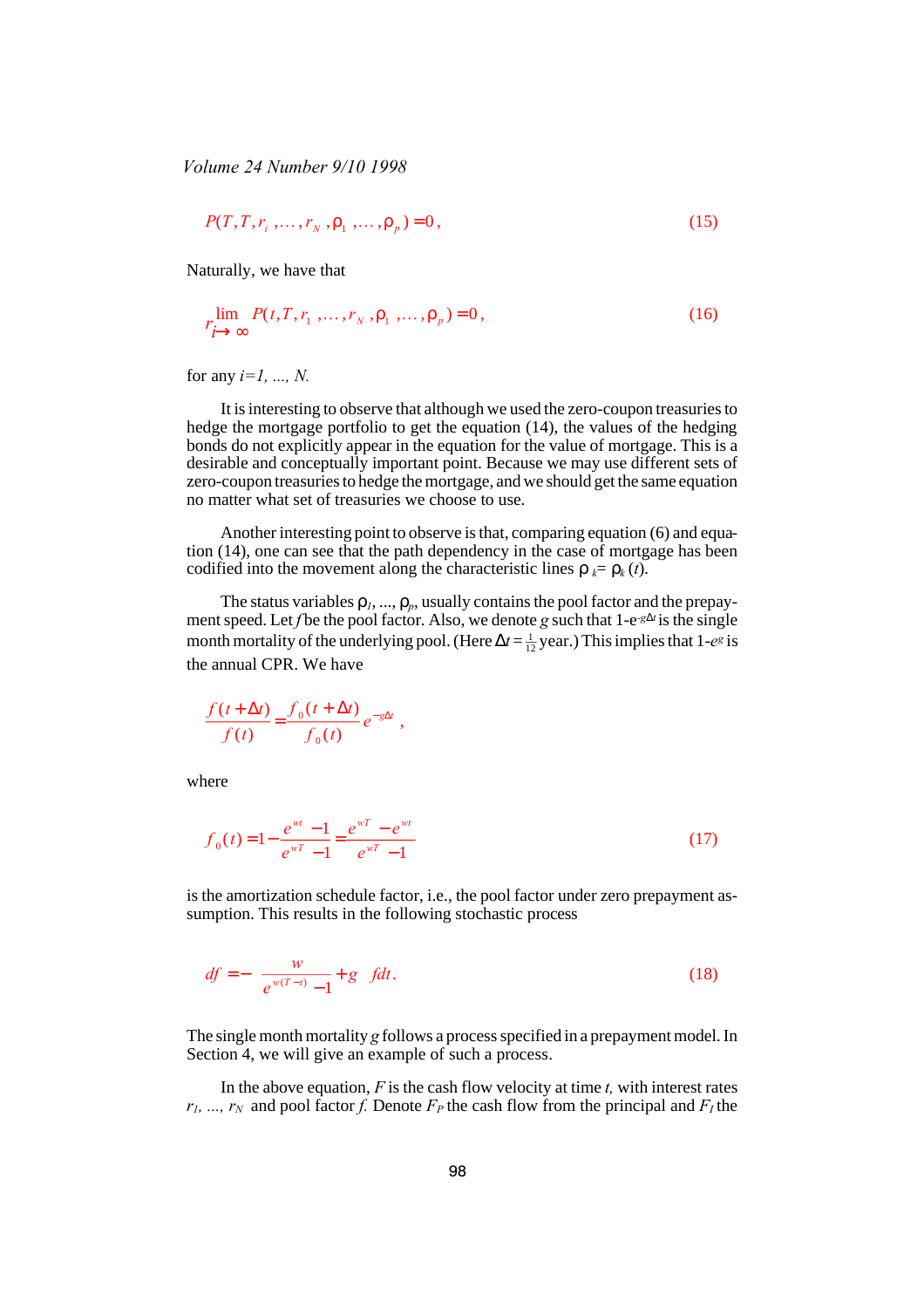$$P(T, T, r_i, \ldots, r_N, \rho_1, \ldots, \rho_p) = 0, \tag{15}$$

Naturally, we have that

$$\lim_{r_i \to \infty} P(t, T, r_1, \ldots, r_N, \rho_1, \ldots, \rho_p) = 0, \tag{16}$$

for any $i = 1, \ldots, N$.

It is interesting to observe that although we used the zero-coupon treasuries to hedge the mortgage portfolio to get the equation (14), the values of the hedging bonds do not explicitly appear in the equation for the value of mortgage. This is a desirable and conceptually important point. Because we may use different sets of zero-coupon treasuries to hedge the mortgage, and we should get the same equation no matter what set of treasuries we choose to use.

Another interesting point to observe is that, comparing equation (6) and equation (14), one can see that the path dependency in the case of mortgage has been codified into the movement along the characteristic lines $\rho_k = \rho_k(t)$.

The status variables $\rho_1, \ldots, \rho_p$, usually contains the pool factor and the prepayment speed. Let $f$ be the pool factor. Also, we denote $g$ such that $1-e^{-g\Delta t}$ is the single month mortality of the underlying pool. (Here $\Delta t = \frac{1}{12}$ year.) This implies that $1-e^{g}$ is the annual CPR. We have

$$\frac{f(t+\Delta t)}{f(t)} = \frac{f_0(t+\Delta t)}{f_0(t)} e^{-g\Delta t},$$

where

$$f_0(t) = 1 - \frac{e^{wt} - 1}{e^{wT} - 1} = \frac{e^{wT} - e^{wt}}{e^{wT} - 1} \tag{17}$$

is the amortization schedule factor, i.e., the pool factor under zero prepayment assumption. This results in the following stochastic process

$$df = -\left( \frac{w}{e^{w(T-t)} - 1} + g \right) f dt. \tag{18}$$

The single month mortality $g$ follows a process specified in a prepayment model. In Section 4, we will give an example of such a process.

In the above equation, $F$ is the cash flow velocity at time $t$, with interest rates $r_1, \ldots, r_N$ and pool factor $f$. Denote $F_P$ the cash flow from the principal and $F_I$ the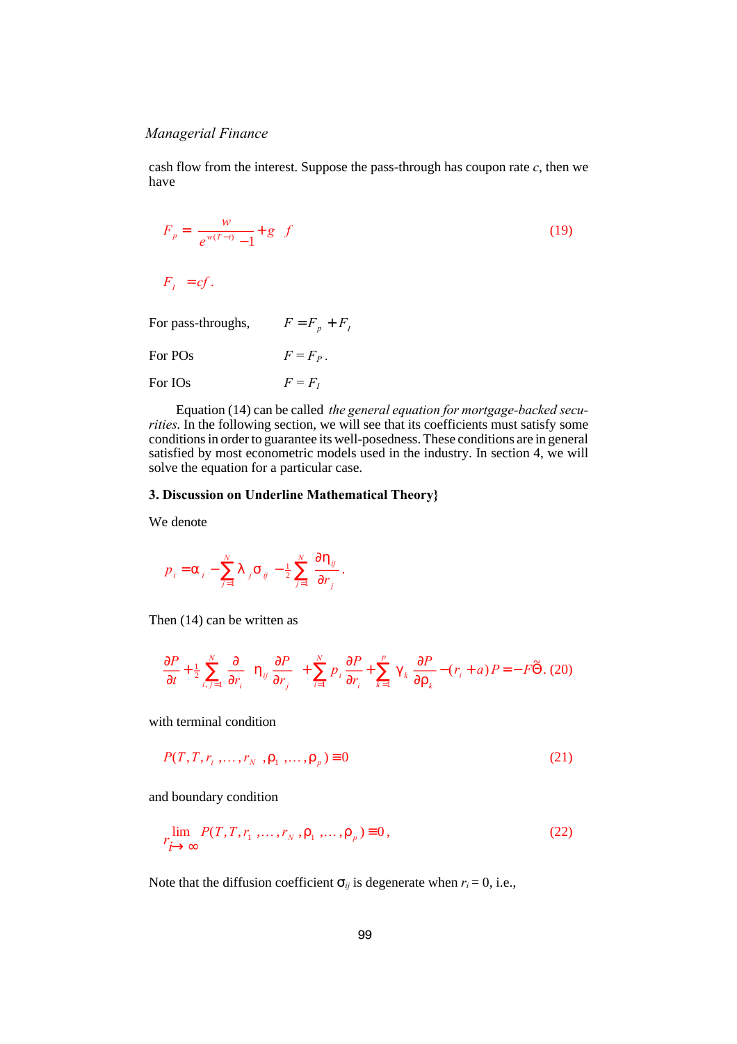cash flow from the interest. Suppose the pass-through has coupon rate $c$, then we have

$$F_p = \frac{w}{e^{w(T-t)} - 1} + g \quad f \tag{19}$$

$$F_I = cf.$$

For pass-throughs, $\quad F = F_p + F_I$

For POs $\quad F = F_P.$

For IOs $\quad F = F_I$

Equation (14) can be called *the general equation for mortgage-backed securities*. In the following section, we will see that its coefficients must satisfy some conditions in order to guarantee its well-posedness. These conditions are in general satisfied by most econometric models used in the industry. In section 4, we will solve the equation for a particular case.

### 3. Discussion on Underline Mathematical Theory}

We denote

$$p_i = \alpha_i - \sum_{j=1}^{N} \lambda_j \sigma_{ij} - \frac{1}{2} \sum_{j=1}^{N} \frac{\partial \eta_{ij}}{\partial r_j}.$$

Then (14) can be written as

$$\frac{\partial P}{\partial t} + \frac{1}{2} \sum_{i,j=1}^{N} \frac{\partial}{\partial r_i} \eta_{ij} \frac{\partial P}{\partial r_j} + \sum_{i=1}^{N} p_i \frac{\partial P}{\partial r_i} + \sum_{k=1}^{p} \gamma_k \frac{\partial P}{\partial \rho_k} - (r_i + a) P = -F\tilde{\Theta}. \tag{20}$$

with terminal condition

$$P(T, T, r_i, \ldots, r_N, \rho_1, \ldots, \rho_p) \equiv 0 \tag{21}$$

and boundary condition

$$\lim_{r_i \to \infty} P(T, T, r_1, \ldots, r_N, \rho_1, \ldots, \rho_p) \equiv 0, \tag{22}$$

Note that the diffusion coefficient $\sigma_{ij}$ is degenerate when $r_i = 0$, i.e.,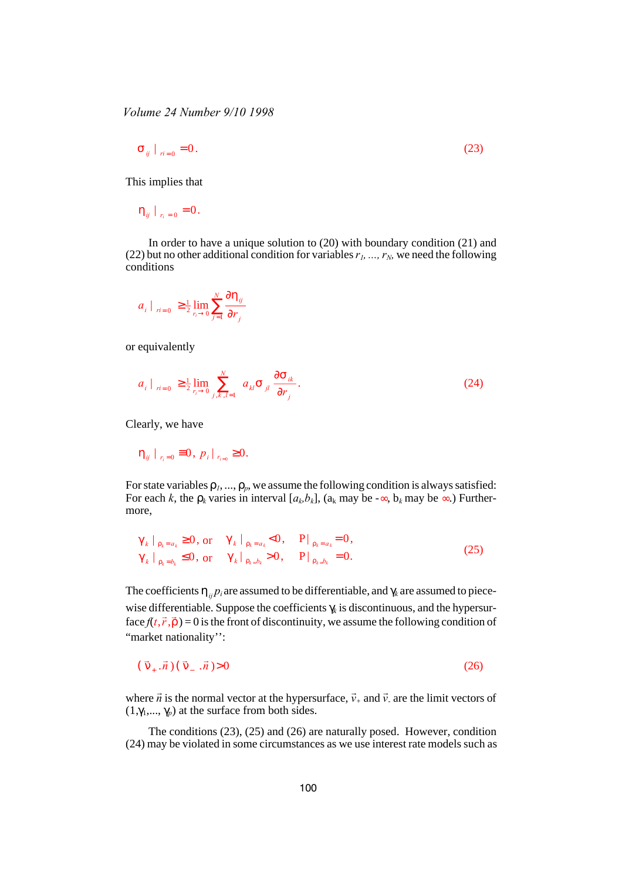$$\sigma_{ij}\,|_{ri=0} = 0. \tag{23}$$

This implies that

$$\eta_{ij}\,|_{r_i=0} = 0.$$

In order to have a unique solution to (20) with boundary condition (21) and (22) but no other additional condition for variables $r_1, \ldots, r_N$, we need the following conditions

$$a_i\,|_{ri=0} \geq \tfrac{1}{2} \lim_{r_i \to 0} \sum_{j=1}^{N} \frac{\partial \eta_{ij}}{\partial r_j}$$

or equivalently

$$a_i\,|_{ri=0} \geq \tfrac{1}{2} \lim_{r_i \to 0} \sum_{j,k,l=1}^{N} a_{kl}\,\sigma_{jl} \frac{\partial \sigma_{ik}}{\partial r_j}. \tag{24}$$

Clearly, we have

$$\eta_{ij}\,|_{r_i=0} \equiv 0,\; p_i\,|_{r_i=0} \geq 0.$$

For state variables $\rho_1, \ldots, \rho_p$, we assume the following condition is always satisfied: For each $k$, the $\rho_k$ varies in interval $[a_k, b_k]$, ($a_k$ may be $-\infty$, $b_k$ may be $\infty$.) Furthermore,

$$\begin{aligned}
&\gamma_k\,|_{\rho_k=a_k} \geq 0, \text{ or } \quad \gamma_k\,|_{\rho_k=a_k} < 0, \quad P|_{\rho_k=a_k} = 0, \\
&\gamma_k\,|_{\rho_k=b_k} \leq 0, \text{ or } \quad \gamma_k\,|_{\rho_k=b_k} > 0, \quad P|_{\rho_k=b_k} = 0.
\end{aligned} \tag{25}$$

The coefficients $\eta_{ij}$ $p_i$ are assumed to be differentiable, and $\gamma_k$ are assumed to piecewise differentiable. Suppose the coefficients $\gamma_k$ is discontinuous, and the hypersurface $f(t, \vec{r}, \vec{\rho}) = 0$ is the front of discontinuity, we assume the following condition of "market nationality'':

$$(\vec{\nu}_+ . \vec{n})(\vec{\nu}_- . \vec{n}) > 0 \tag{26}$$

where $\vec{n}$ is the normal vector at the hypersurface, $\vec{v}_+$ and $\vec{v}_-$ are the limit vectors of $(1, \gamma_1, \ldots, \gamma_p)$ at the surface from both sides.

The conditions (23), (25) and (26) are naturally posed. However, condition (24) may be violated in some circumstances as we use interest rate models such as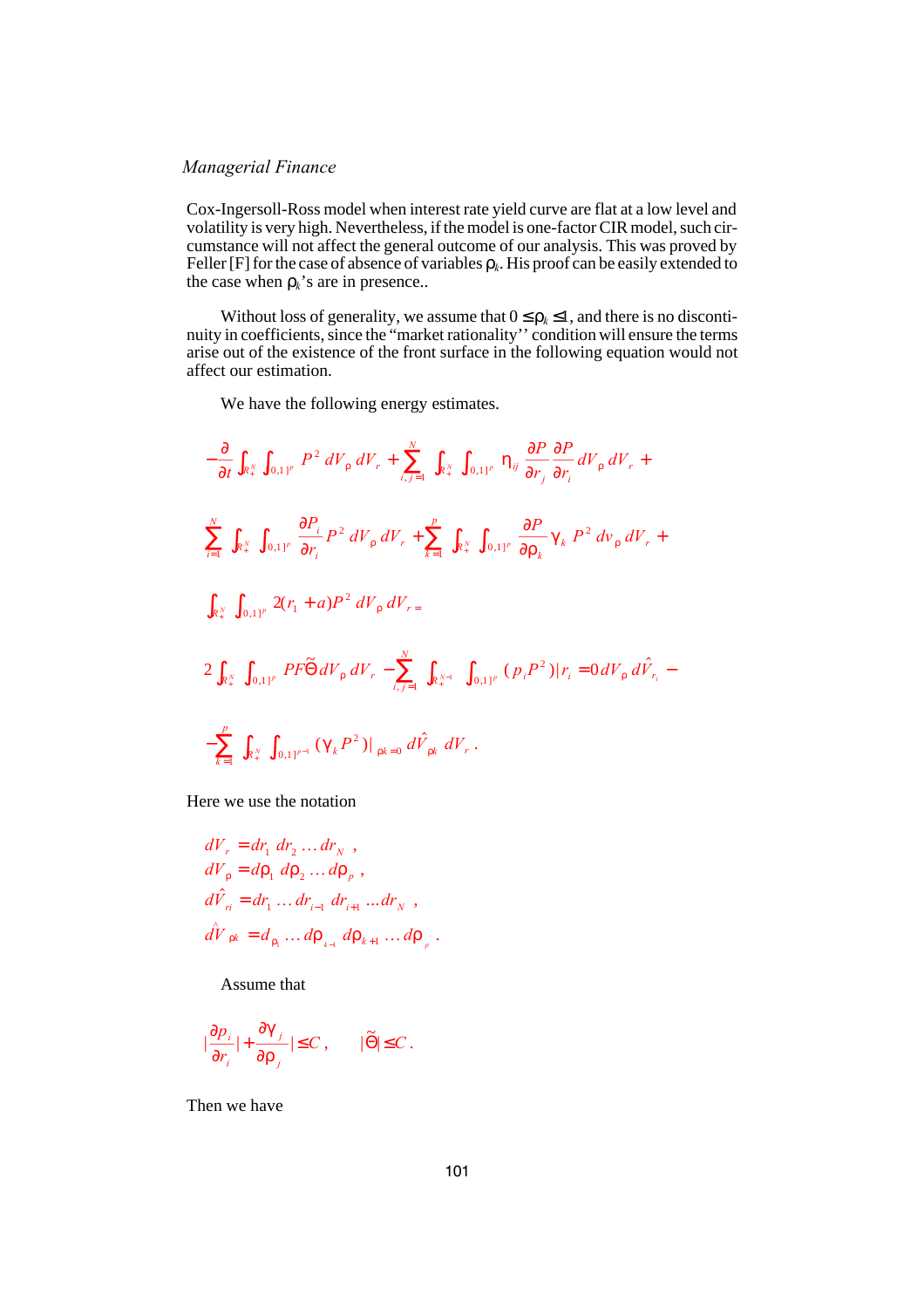Cox-Ingersoll-Ross model when interest rate yield curve are flat at a low level and volatility is very high. Nevertheless, if the model is one-factor CIR model, such circumstance will not affect the general outcome of our analysis. This was proved by Feller [F] for the case of absence of variables $\rho_k$. His proof can be easily extended to the case when $\rho_k$'s are in presence..

Without loss of generality, we assume that $0 \le \rho_k \le 1$, and there is no discontinuity in coefficients, since the "market rationality'' condition will ensure the terms arise out of the existence of the front surface in the following equation would not affect our estimation.

We have the following energy estimates.

$$
-\frac{\partial}{\partial t}\int_{R_+^N}\int_{[0,1]^p} P^2\, dV_\rho\, dV_r + \sum_{i,j=1}^{N}\int_{R_+^N}\int_{[0,1]^p} \eta_{ij}\frac{\partial P}{\partial r_j}\frac{\partial P}{\partial r_i}\, dV_\rho\, dV_r +
$$

$$
\sum_{i=1}^{N}\int_{R_+^N}\int_{[0,1]^p}\frac{\partial P_i}{\partial r_i}P^2\, dV_\rho\, dV_r + \sum_{k=1}^{p}\int_{R_+^N}\int_{[0,1]^p}\frac{\partial P}{\partial \rho_k}\gamma_k P^2\, dv_\rho\, dV_r +
$$

$$
\int_{R_+^N}\int_{[0,1]^p} 2(r_1 + a)P^2\, dV_\rho\, dV_r =
$$

$$
2\int_{R_+^N}\int_{[0,1]^p} PF\tilde{\Theta}\, dV_\rho\, dV_r - \sum_{i,j=1}^{N}\int_{R_+^{N-1}}\int_{[0,1]^p}(p_i P^2)|_{r_i=0}\, dV_\rho\, d\hat{V}_{r_i} -
$$

$$
-\sum_{k=1}^{p}\int_{R_+^N}\int_{[0,1]^{p-1}}(\gamma_k P^2)|_{\rho k=0}\, d\hat{V}_{\rho k}\, dV_r\,.
$$

Here we use the notation

$$
\begin{aligned}
dV_r &= dr_1\, dr_2 \ldots dr_N\,,\\
dV_\rho &= d\rho_1\, d\rho_2 \ldots d\rho_p\,,\\
d\hat{V}_{ri} &= dr_1 \ldots dr_{i-1}\, dr_{i+1} \ldots dr_N\,,\\
d\hat{V}_{\rho k} &= d_{\rho_1} \ldots d\rho_{k-1}\, d\rho_{k+1} \ldots d\rho_p\,.
\end{aligned}
$$

Assume that

$$
\left|\frac{\partial p_i}{\partial r_i}\right| + \left|\frac{\partial \gamma_j}{\partial \rho_j}\right| \le C\,, \qquad |\tilde{\Theta}| \le C\,.
$$

Then we have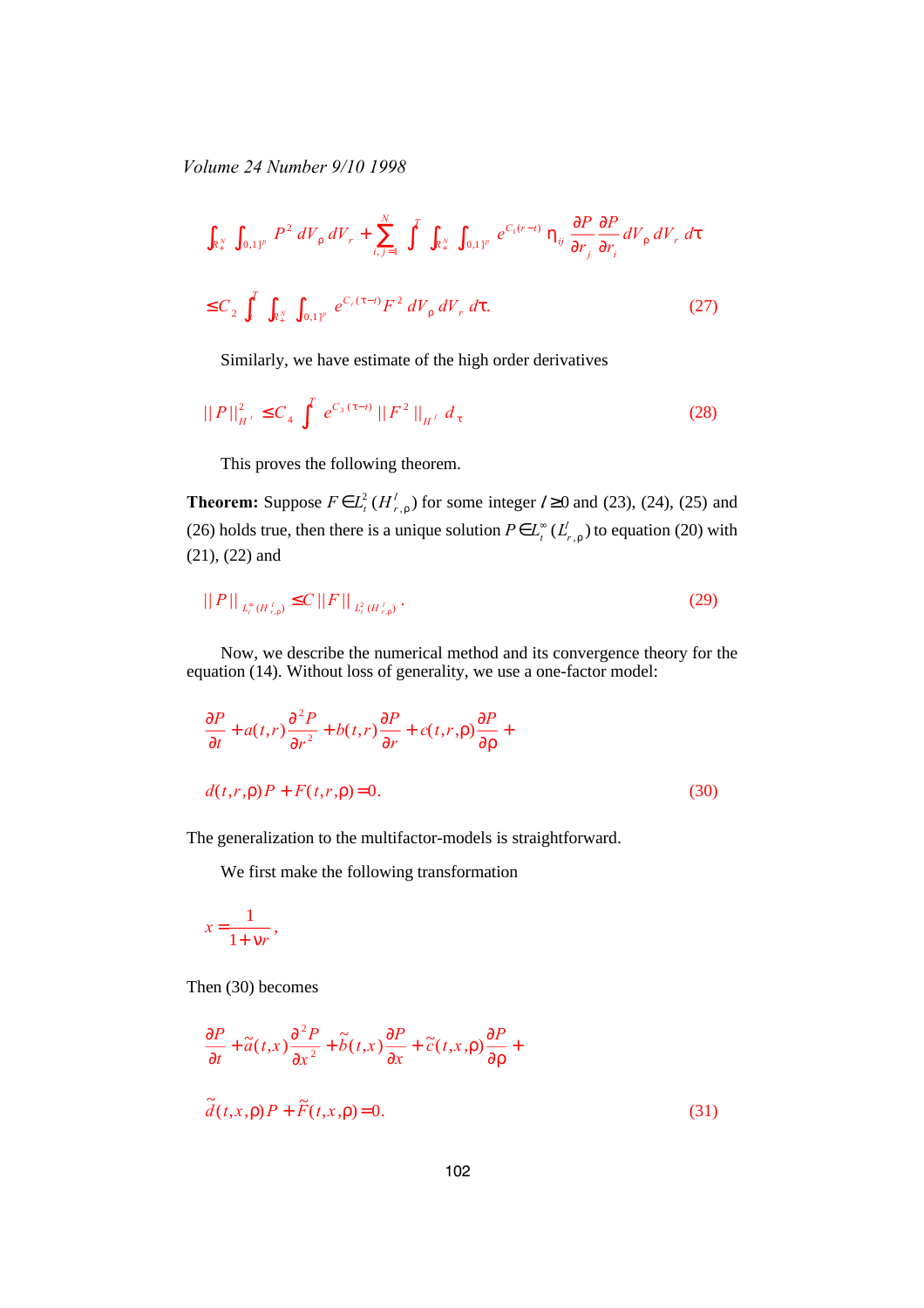$$\int_{R_+^N} \int_{[0,1]^p} P^2 \, dV_\rho \, dV_r + \sum_{i,j=1}^{N} \int^T \int_{R_+^N} \int_{[0,1]^p} e^{C_1(r-t)} \eta_{ij} \frac{\partial P}{\partial r_j} \frac{\partial P}{\partial r_i} dV_\rho \, dV_r \, d\tau$$

$$\leq C_2 \int^T \int_{R_+^N} \int_{[0,1]^p} e^{C_1(\tau - t)} F^2 \, dV_\rho \, dV_r \, d\tau. \tag{27}$$

Similarly, we have estimate of the high order derivatives

$$\| P \|_{H^l}^2 \leq C_4 \int^T e^{C_3(\tau - t)} \| F^2 \|_{H^l} \, d_\tau \tag{28}$$

This proves the following theorem.

**Theorem:** Suppose $F \in L_t^2(H_{r,\rho}^l)$ for some integer $l \geq 0$ and (23), (24), (25) and (26) holds true, then there is a unique solution $P \in L_t^\infty(L_{r,\rho}^l)$ to equation (20) with (21), (22) and

$$\| P \|_{L_t^\infty(H_{r,\rho}^l)} \leq C \| F \|_{L_t^2(H_{r,\rho}^l)}. \tag{29}$$

Now, we describe the numerical method and its convergence theory for the equation (14). Without loss of generality, we use a one-factor model:

$$\frac{\partial P}{\partial t} + a(t,r)\frac{\partial^2 P}{\partial r^2} + b(t,r)\frac{\partial P}{\partial r} + c(t,r,\rho)\frac{\partial P}{\partial \rho} +$$

$$d(t,r,\rho)P + F(t,r,\rho) = 0. \tag{30}$$

The generalization to the multifactor-models is straightforward.

We first make the following transformation

$$x = \frac{1}{1 + \nu r},$$

Then (30) becomes

$$\frac{\partial P}{\partial t} + \tilde{a}(t,x)\frac{\partial^2 P}{\partial x^2} + \tilde{b}(t,x)\frac{\partial P}{\partial x} + \tilde{c}(t,x,\rho)\frac{\partial P}{\partial \rho} +$$

$$\tilde{d}(t,x,\rho)P + \tilde{F}(t,x,\rho) = 0. \tag{31}$$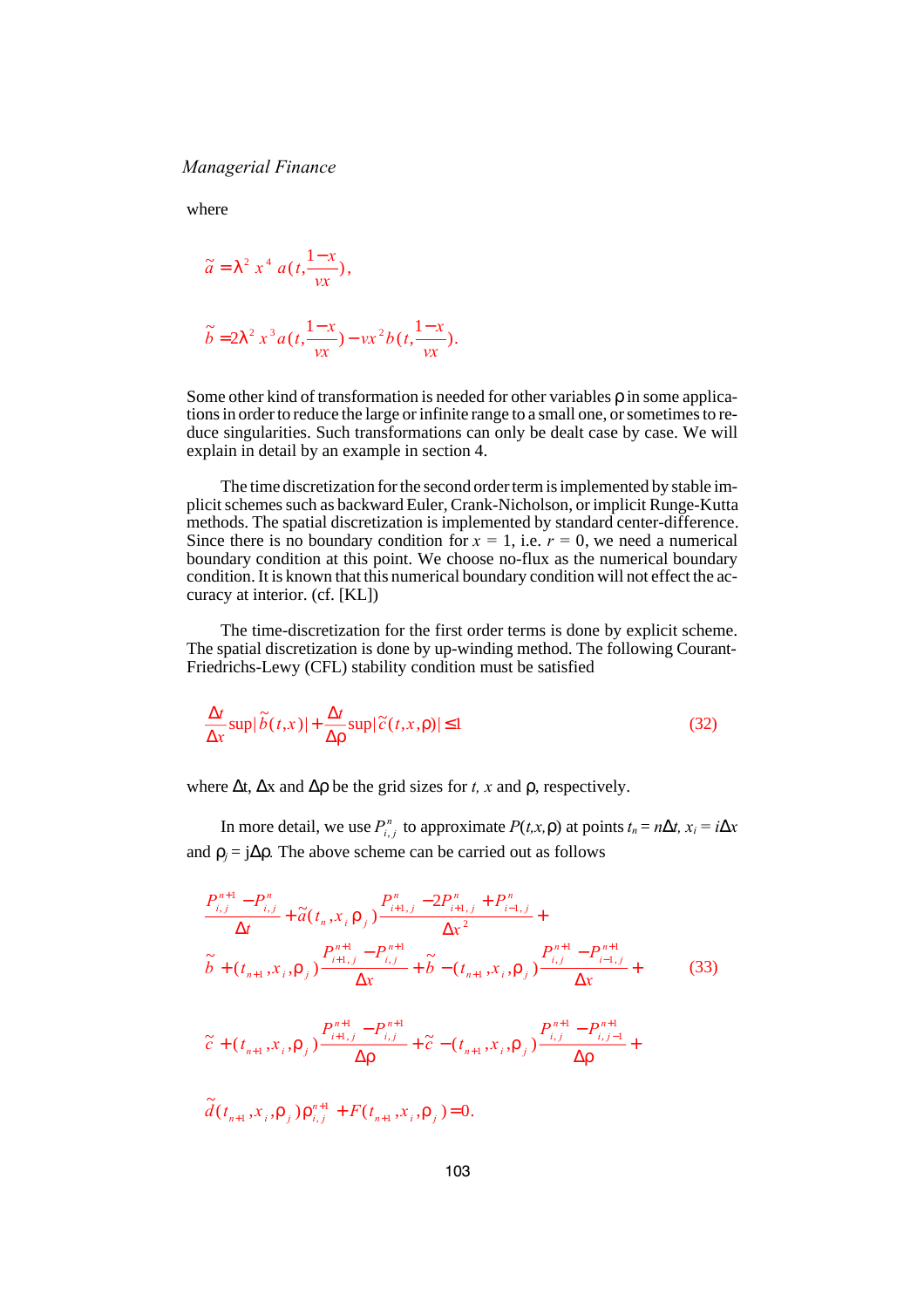where

$$\tilde{a} = \lambda^2 x^4 a(t, \frac{1-x}{vx}),$$

$$\tilde{b} = 2\lambda^2 x^3 a(t, \frac{1-x}{vx}) - vx^2 b(t, \frac{1-x}{vx}).$$

Some other kind of transformation is needed for other variables $\rho$ in some applications in order to reduce the large or infinite range to a small one, or sometimes to reduce singularities. Such transformations can only be dealt case by case. We will explain in detail by an example in section 4.

The time discretization for the second order term is implemented by stable implicit schemes such as backward Euler, Crank-Nicholson, or implicit Runge-Kutta methods. The spatial discretization is implemented by standard center-difference. Since there is no boundary condition for $x = 1$, i.e. $r = 0$, we need a numerical boundary condition at this point. We choose no-flux as the numerical boundary condition. It is known that this numerical boundary condition will not effect the accuracy at interior. (cf. [KL])

The time-discretization for the first order terms is done by explicit scheme. The spatial discretization is done by up-winding method. The following Courant-Friedrichs-Lewy (CFL) stability condition must be satisfied

$$\frac{\Delta t}{\Delta x} \sup |\tilde{b}(t,x)| + \frac{\Delta t}{\Delta \rho} \sup |\tilde{c}(t,x,\rho)| \leq 1 \tag{32}$$

where $\Delta t$, $\Delta x$ and $\Delta \rho$ be the grid sizes for $t$, $x$ and $\rho$, respectively.

In more detail, we use $P^n_{i,j}$ to approximate $P(t,x,\rho)$ at points $t_n = n\Delta t$, $x_i = i\Delta x$ and $\rho_j = j\Delta\rho$. The above scheme can be carried out as follows

$$\begin{aligned}
&\frac{P^{n+1}_{i,j} - P^n_{i,j}}{\Delta t} + \tilde{a}(t_n, x_i, \rho_j) \frac{P^n_{i+1,j} - 2P^n_{i+1,j} + P^n_{i-1,j}}{\Delta x^2} + \\
&\tilde{b}+(t_{n+1}, x_i, \rho_j) \frac{P^{n+1}_{i+1,j} - P^{n+1}_{i,j}}{\Delta x} + \tilde{b}-(t_{n+1}, x_i, \rho_j) \frac{P^{n+1}_{i,j} - P^{n+1}_{i-1,j}}{\Delta x} + \\
&\tilde{c}+(t_{n+1}, x_i, \rho_j) \frac{P^{n+1}_{i+1,j} - P^{n+1}_{i,j}}{\Delta \rho} + \tilde{c}-(t_{n+1}, x_i, \rho_j) \frac{P^{n+1}_{i,j} - P^{n+1}_{i,j-1}}{\Delta \rho} + \\
&\tilde{d}(t_{n+1}, x_i, \rho_j)\rho^{n+1}_{i,j} + F(t_{n+1}, x_i, \rho_j) = 0.
\end{aligned} \tag{33}$$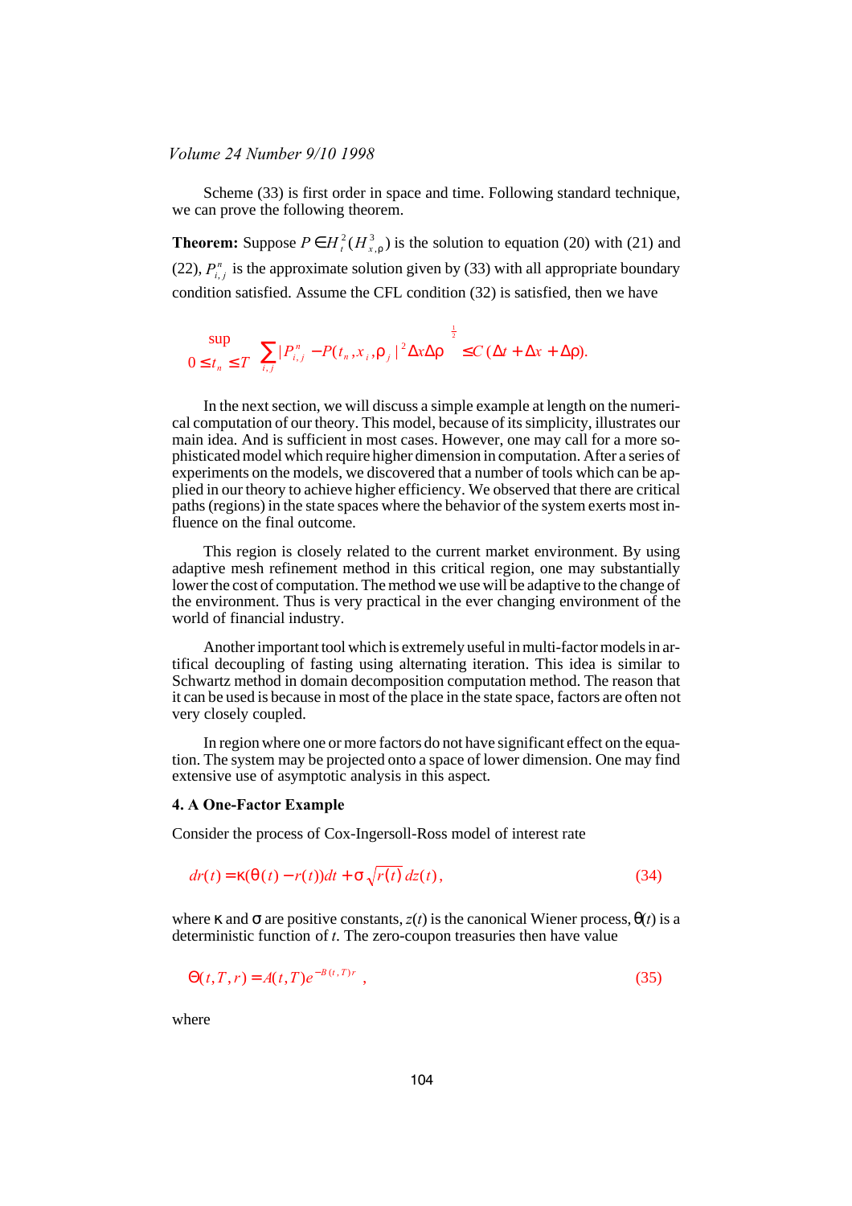Scheme (33) is first order in space and time. Following standard technique, we can prove the following theorem.

**Theorem:** Suppose $P \in H_t^2(H_{x,\rho}^3)$ is the solution to equation (20) with (21) and (22), $P_{i,j}^n$ is the approximate solution given by (33) with all appropriate boundary condition satisfied. Assume the CFL condition (32) is satisfied, then we have

$$\sup_{0 \le t_n \le T} \left( \sum_{i,j} |P_{i,j}^n - P(t_n, x_i, \rho_j)|^2 \Delta x \Delta \rho \right)^{\frac{1}{2}} \le C(\Delta t + \Delta x + \Delta \rho).$$

In the next section, we will discuss a simple example at length on the numerical computation of our theory. This model, because of its simplicity, illustrates our main idea. And is sufficient in most cases. However, one may call for a more sophisticated model which require higher dimension in computation. After a series of experiments on the models, we discovered that a number of tools which can be applied in our theory to achieve higher efficiency. We observed that there are critical paths (regions) in the state spaces where the behavior of the system exerts most influence on the final outcome.

This region is closely related to the current market environment. By using adaptive mesh refinement method in this critical region, one may substantially lower the cost of computation. The method we use will be adaptive to the change of the environment. Thus is very practical in the ever changing environment of the world of financial industry.

Another important tool which is extremely useful in multi-factor models in artifical decoupling of fasting using alternating iteration. This idea is similar to Schwartz method in domain decomposition computation method. The reason that it can be used is because in most of the place in the state space, factors are often not very closely coupled.

In region where one or more factors do not have significant effect on the equation. The system may be projected onto a space of lower dimension. One may find extensive use of asymptotic analysis in this aspect.

### 4. A One-Factor Example

Consider the process of Cox-Ingersoll-Ross model of interest rate

$$dr(t) = \kappa(\theta(t) - r(t))dt + \sigma\sqrt{r(t)}\,dz(t), \tag{34}$$

where $\kappa$ and $\sigma$ are positive constants, $z(t)$ is the canonical Wiener process, $\theta(t)$ is a deterministic function of $t$. The zero-coupon treasuries then have value

$$\Theta(t,T,r) = A(t,T)e^{-B(t,T)r}, \tag{35}$$

where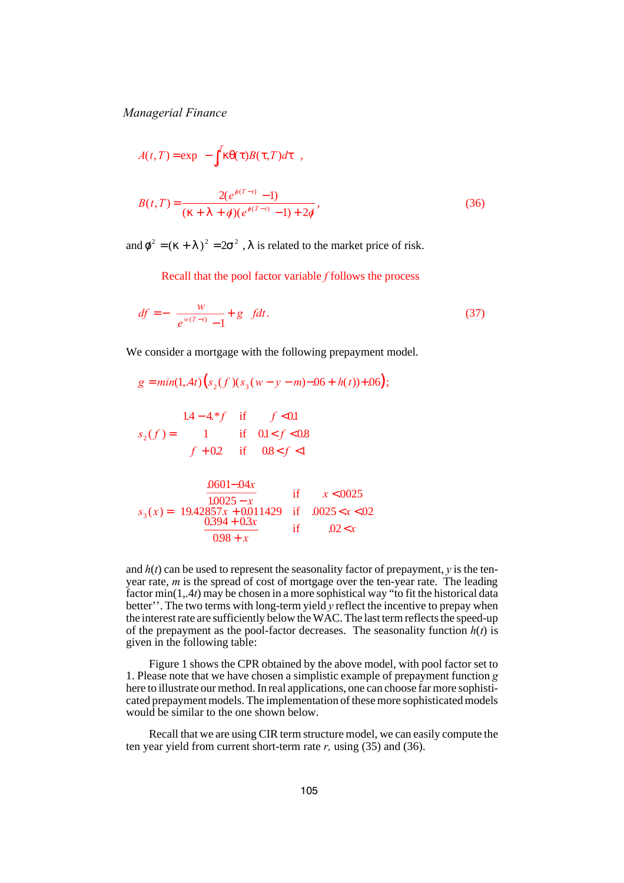$$A(t,T) = \exp\left(-\int_t^T \kappa\theta(\tau)B(\tau,T)d\tau\right),$$

$$B(t,T) = \frac{2(e^{\phi(T-t)}-1)}{(\kappa+\lambda+\phi)(e^{\phi(T-t)}-1)+2\phi}, \tag{36}$$

and $\phi^2 = (\kappa+\lambda)^2 = 2\sigma^2$, $\lambda$ is related to the market price of risk.

Recall that the pool factor variable $f$ follows the process

$$df = -\left(\frac{w}{e^{w(T-t)}-1}+g\right)f dt. \tag{37}$$

We consider a mortgage with the following prepayment model.

$$g = min(1,.4t)\left(s_2(f)(s_3(w-y-m) - .06 + h(t)) + .06\right);$$

$$s_2(f) = \begin{cases} 1.4 - 4.*f & \text{if} \quad f < 0.1 \\ 1 & \text{if} \quad 0.1 < f < 0.8 \\ f + 0.2 & \text{if} \quad 0.8 < f < 1 \end{cases}$$

$$s_3(x) = \begin{cases} \dfrac{.0601 - .04x}{1.0025 - x} & \text{if} \quad x < .0025 \\ 19.42857x + 0.011429 & \text{if} \quad .0025 < x < .02 \\ \dfrac{0.394 + 0.3x}{0.98 + x} & \text{if} \quad .02 < x \end{cases}$$

and $h(t)$ can be used to represent the seasonality factor of prepayment, $y$ is the ten-year rate, $m$ is the spread of cost of mortgage over the ten-year rate. The leading factor $\min(1,.4t)$ may be chosen in a more sophistical way "to fit the historical data better''. The two terms with long-term yield $y$ reflect the incentive to prepay when the interest rate are sufficiently below the WAC. The last term reflects the speed-up of the prepayment as the pool-factor decreases. The seasonality function $h(t)$ is given in the following table:

Figure 1 shows the CPR obtained by the above model, with pool factor set to 1. Please note that we have chosen a simplistic example of prepayment function $g$ here to illustrate our method. In real applications, one can choose far more sophisticated prepayment models. The implementation of these more sophisticated models would be similar to the one shown below.

Recall that we are using CIR term structure model, we can easily compute the ten year yield from current short-term rate $r$, using (35) and (36).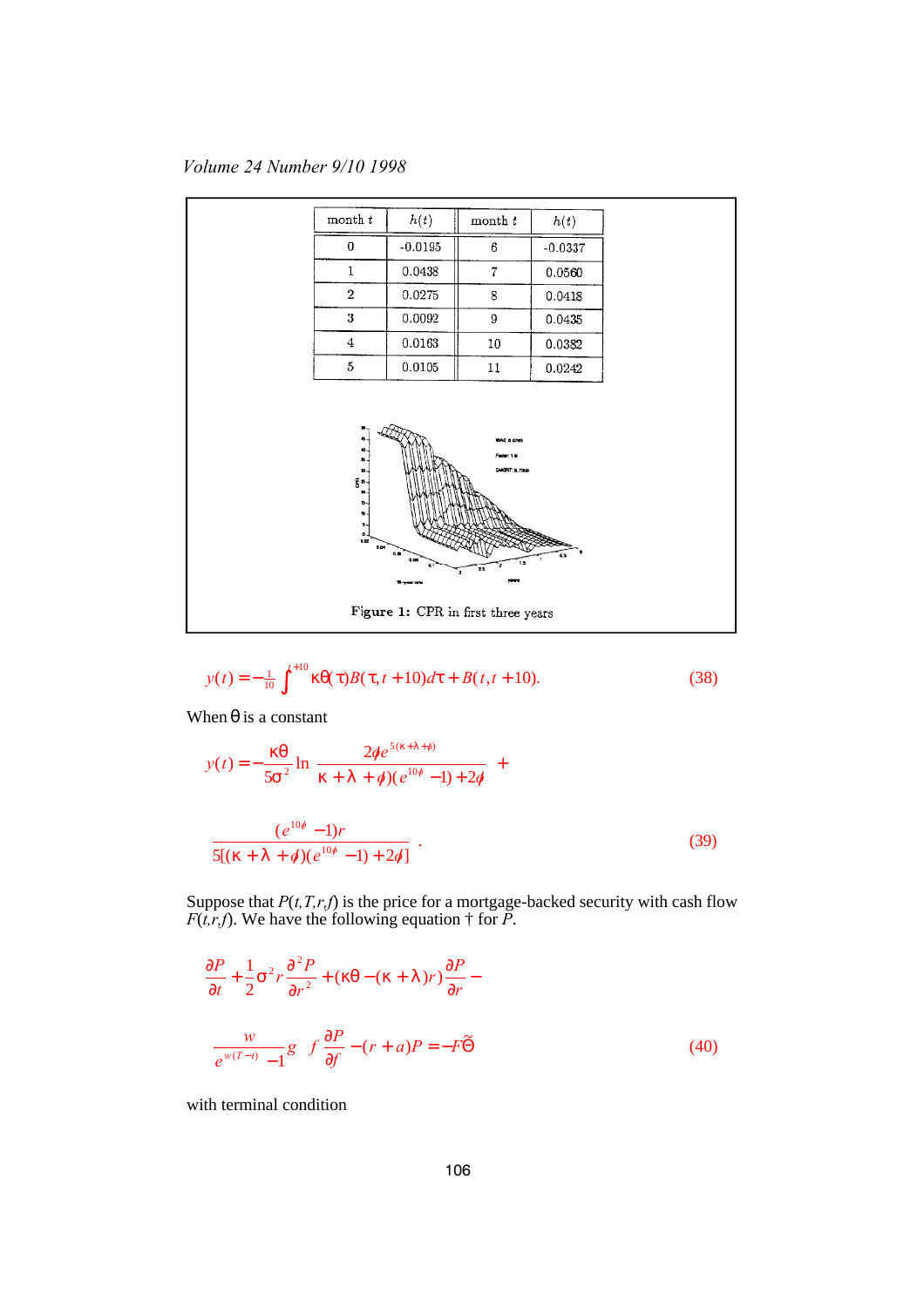| month $t$ | $h(t)$ | month $t$ | $h(t)$ |
|---|---|---|---|
| 0 | -0.0195 | 6 | -0.0337 |
| 1 | 0.0438 | 7 | 0.0560 |
| 2 | 0.0275 | 8 | 0.0418 |
| 3 | 0.0092 | 9 | 0.0435 |
| 4 | 0.0163 | 10 | 0.0382 |
| 5 | 0.0105 | 11 | 0.0242 |

**Figure 1:** CPR in first three years

$$y(t) = -\tfrac{1}{10}\int_{t}^{t+10} \kappa\theta(\tau)B(\tau, t+10)d\tau + B(t, t+10). \tag{38}$$

When $\theta$ is a constant

$$y(t) = -\frac{\kappa\theta}{5\sigma^2}\ln\frac{2\phi e^{5(\kappa+\lambda+\phi)}}{(\kappa+\lambda+\phi)(e^{10\phi}-1)+2\phi} + \frac{(e^{10\phi}-1)r}{5[(\kappa+\lambda+\phi)(e^{10\phi}-1)+2\phi]}. \tag{39}$$

Suppose that $P(t,T,r,f)$ is the price for a mortgage-backed security with cash flow $F(t,r,f)$. We have the following equation † for $P$.

$$\frac{\partial P}{\partial t} + \frac{1}{2}\sigma^2 r\frac{\partial^2 P}{\partial r^2} + (\kappa\theta - (\kappa+\lambda)r)\frac{\partial P}{\partial r} - \frac{w}{e^{w(T-t)}-1}g\ f\ \frac{\partial P}{\partial f} - (r+a)P = -F\tilde{\Theta} \tag{40}$$

with terminal condition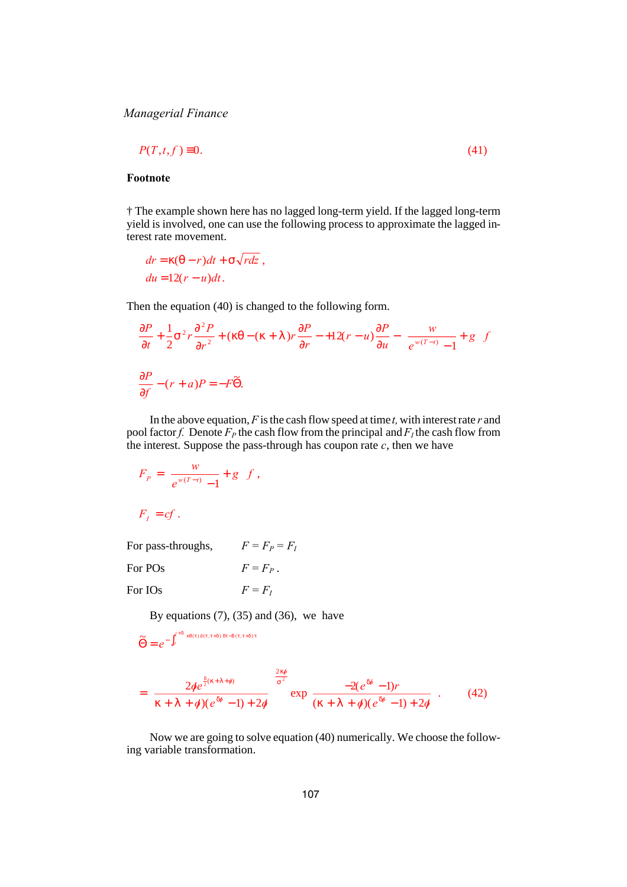$$P(T,t,f) \equiv 0. \tag{41}$$

**Footnote**

† The example shown here has no lagged long-term yield. If the lagged long-term yield is involved, one can use the following process to approximate the lagged interest rate movement.

$$dr = \kappa(\theta - r)dt + \sigma\sqrt{r}dz\,,$$

$$du = 12(r - u)dt\,.$$

Then the equation (40) is changed to the following form.

$$\frac{\partial P}{\partial t} + \frac{1}{2}\sigma^2 r\frac{\partial^2 P}{\partial r^2} + (\kappa\theta - (\kappa+\lambda)r)\frac{\partial P}{\partial r} - +12(r-u)\frac{\partial P}{\partial u} - \left(\frac{w}{e^{w(T-t)}-1} + g\right) f$$

$$\frac{\partial P}{\partial f} - (r+a)P = -F\tilde{\Theta}.$$

In the above equation, $F$ is the cash flow speed at time $t$, with interest rate $r$ and pool factor $f$. Denote $F_P$ the cash flow from the principal and $F_I$ the cash flow from the interest. Suppose the pass-through has coupon rate $c$, then we have

$$F_P = \left(\frac{w}{e^{w(T-t)}-1} + g\right) f\,,$$

$$F_I = cf\,.$$

For pass-throughs, $\quad F = F_P = F_I$

For POs $\quad F = F_P$.

For IOs $\quad F = F_I$

By equations (7), (35) and (36), we have

$$\tilde{\Theta} = e^{-\int_t^{t+\delta} \kappa\theta(\tau)B(\tau,\tau+\delta)\,\delta\tau - B(\tau,\tau+\delta)\tau}$$

$$= \left[\frac{2\phi e^{\frac{\delta}{2}(\kappa+\lambda+\phi)}}{(\kappa+\lambda+\phi)(e^{\delta\phi}-1)+2\phi}\right]^{\frac{2\kappa\phi}{\sigma^2}} \exp\left[\frac{-2(e^{\delta\phi}-1)r}{(\kappa+\lambda+\phi)(e^{\delta\phi}-1)+2\phi}\right]. \tag{42}$$

Now we are going to solve equation (40) numerically. We choose the following variable transformation.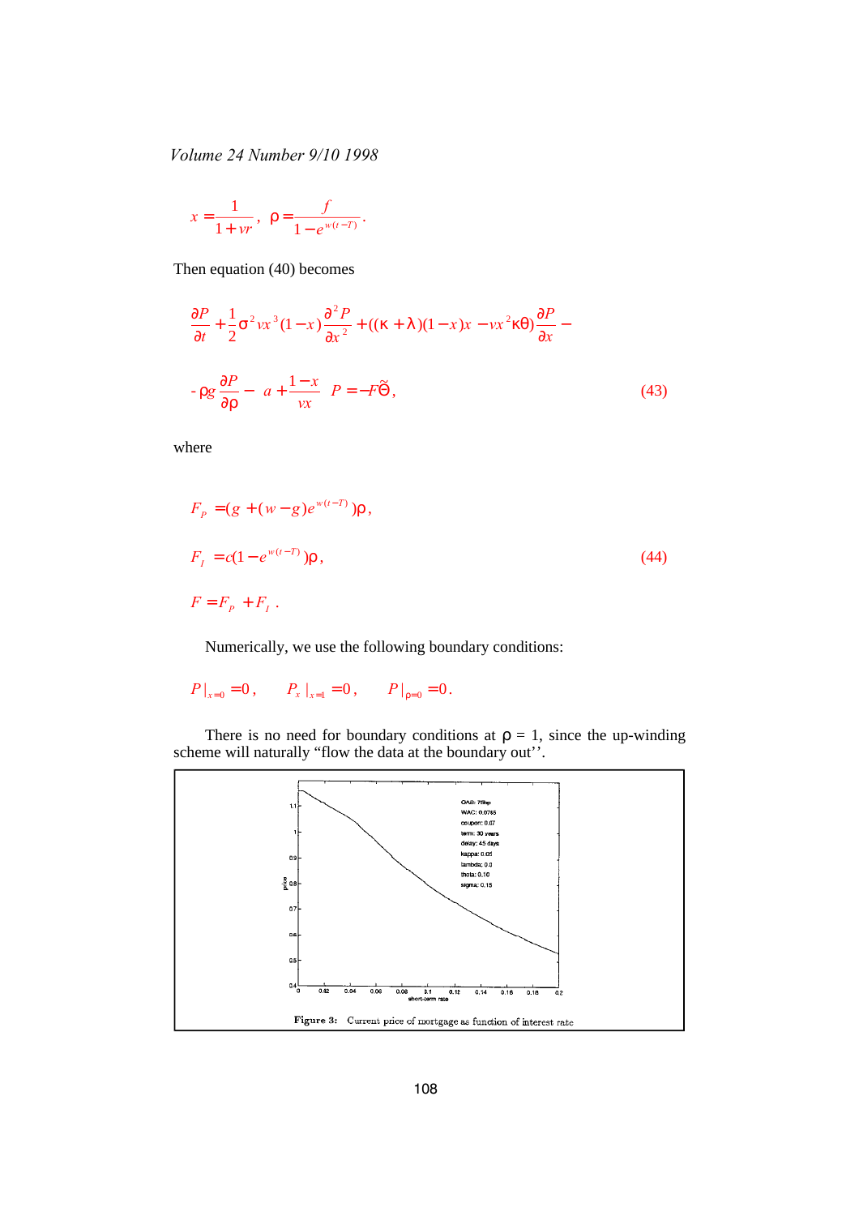$$x = \frac{1}{1 + vr}, \quad \rho = \frac{f}{1 - e^{w(t-T)}}.$$

Then equation (40) becomes

$$\frac{\partial P}{\partial t} + \frac{1}{2}\sigma^2 vx^3(1-x)\frac{\partial^2 P}{\partial x^2} + ((\kappa+\lambda)(1-x)x - vx^2\kappa\theta)\frac{\partial P}{\partial x} -$$

$$-\rho g\frac{\partial P}{\partial \rho} - \left(a + \frac{1-x}{vx}\right)P = -F\tilde{\Theta}, \tag{43}$$

where

$$F_P = (g + (w-g)e^{w(t-T)})\rho,$$

$$F_I = c(1 - e^{w(t-T)})\rho, \tag{44}$$

$$F = F_P + F_I.$$

Numerically, we use the following boundary conditions:

$$P|_{x=0} = 0, \qquad P_x|_{x=1} = 0, \qquad P|_{\rho=0} = 0.$$

There is no need for boundary conditions at $\rho = 1$, since the up-winding scheme will naturally "flow the data at the boundary out''.

Figure 3: Current price of mortgage as function of interest rate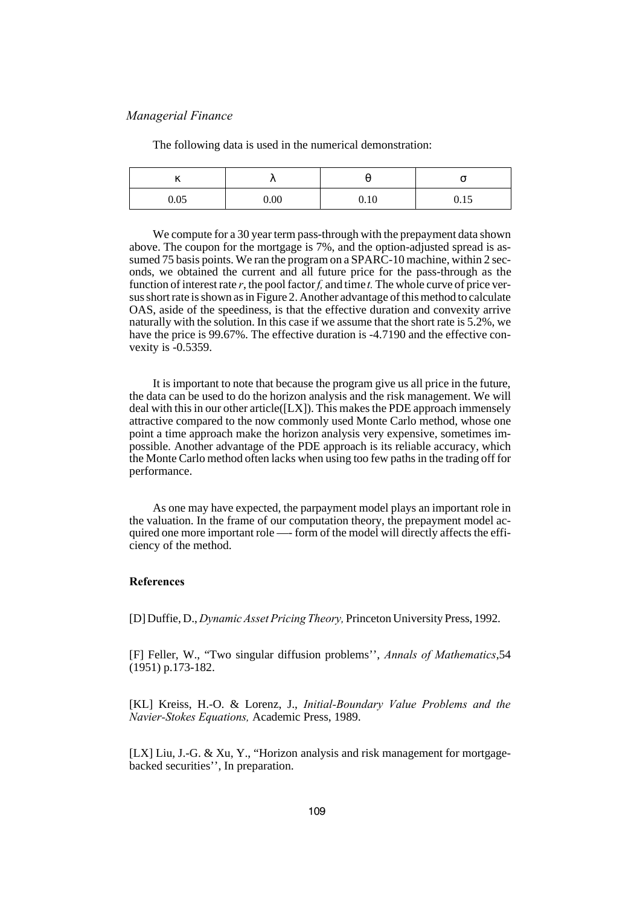The following data is used in the numerical demonstration:

| κ | λ | θ | σ |
|---|---|---|---|
| 0.05 | 0.00 | 0.10 | 0.15 |

We compute for a 30 year term pass-through with the prepayment data shown above. The coupon for the mortgage is 7%, and the option-adjusted spread is assumed 75 basis points. We ran the program on a SPARC-10 machine, within 2 seconds, we obtained the current and all future price for the pass-through as the function of interest rate $r$, the pool factor $f$, and time $t$. The whole curve of price versus short rate is shown as in Figure 2. Another advantage of this method to calculate OAS, aside of the speediness, is that the effective duration and convexity arrive naturally with the solution. In this case if we assume that the short rate is 5.2%, we have the price is 99.67%. The effective duration is -4.7190 and the effective convexity is -0.5359.

It is important to note that because the program give us all price in the future, the data can be used to do the horizon analysis and the risk management. We will deal with this in our other article([LX]). This makes the PDE approach immensely attractive compared to the now commonly used Monte Carlo method, whose one point a time approach make the horizon analysis very expensive, sometimes impossible. Another advantage of the PDE approach is its reliable accuracy, which the Monte Carlo method often lacks when using too few paths in the trading off for performance.

As one may have expected, the parpayment model plays an important role in the valuation. In the frame of our computation theory, the prepayment model acquired one more important role —- form of the model will directly affects the efficiency of the method.

### References

[D] Duffie, D., *Dynamic Asset Pricing Theory,* Princeton University Press, 1992.

[F] Feller, W., "Two singular diffusion problems'', *Annals of Mathematics*,54 (1951) p.173-182.

[KL] Kreiss, H.-O. & Lorenz, J., *Initial-Boundary Value Problems and the Navier-Stokes Equations,* Academic Press, 1989.

[LX] Liu, J.-G. & Xu, Y., "Horizon analysis and risk management for mortgage-backed securities'', In preparation.